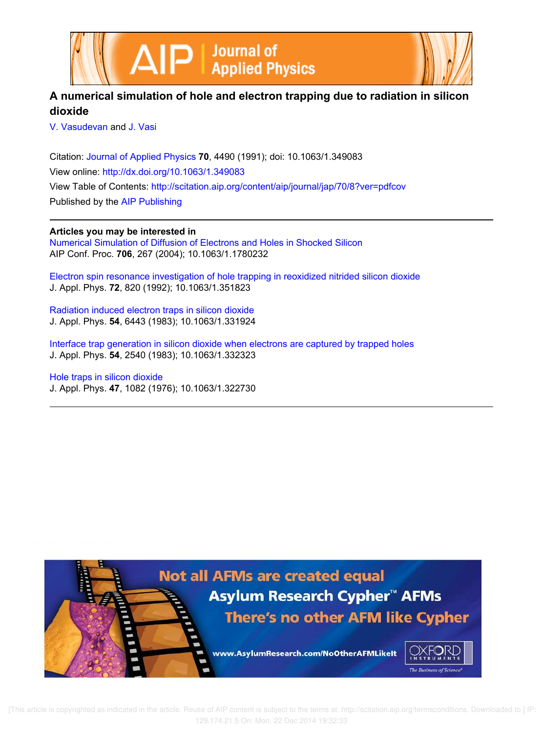# A numerical simulation of hole and electron trapping due to radiation in silicon dioxide

V. Vasudevan and J. Vasi

Citation: Journal of Applied Physics **70**, 4490 (1991); doi: 10.1063/1.349083

View online: http://dx.doi.org/10.1063/1.349083

View Table of Contents: http://scitation.aip.org/content/aip/journal/jap/70/8?ver=pdfcov

Published by the AIP Publishing

---

**Articles you may be interested in**

Numerical Simulation of Diffusion of Electrons and Holes in Shocked Silicon
AIP Conf. Proc. **706**, 267 (2004); 10.1063/1.1780232

Electron spin resonance investigation of hole trapping in reoxidized nitrided silicon dioxide
J. Appl. Phys. **72**, 820 (1992); 10.1063/1.351823

Radiation induced electron traps in silicon dioxide
J. Appl. Phys. **54**, 6443 (1983); 10.1063/1.331924

Interface trap generation in silicon dioxide when electrons are captured by trapped holes
J. Appl. Phys. **54**, 2540 (1983); 10.1063/1.332323

Hole traps in silicon dioxide
J. Appl. Phys. **47**, 1082 (1976); 10.1063/1.322730

---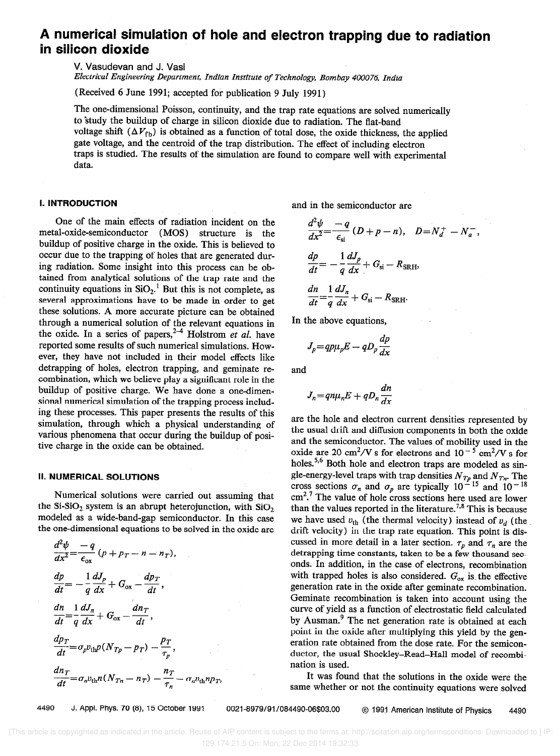# A numerical simulation of hole and electron trapping due to radiation in silicon dioxide

V. Vasudevan and J. Vasi

*Electrical Engineering Department, Indian Institute of Technology, Bombay 400076, India*

(Received 6 June 1991; accepted for publication 9 July 1991)

The one-dimensional Poisson, continuity, and the trap rate equations are solved numerically to study the buildup of charge in silicon dioxide due to radiation. The flat-band voltage shift ($\Delta V_{fb}$) is obtained as a function of total dose, the oxide thickness, the applied gate voltage, and the centroid of the trap distribution. The effect of including electron traps is studied. The results of the simulation are found to compare well with experimental data.

## I. INTRODUCTION

One of the main effects of radiation incident on the metal-oxide-semiconductor (MOS) structure is the buildup of positive charge in the oxide. This is believed to occur due to the trapping of holes that are generated during radiation. Some insight into this process can be obtained from analytical solutions of the trap rate and the continuity equations in $SiO_2$.[1] But this is not complete, as several approximations have to be made in order to get these solutions. A more accurate picture can be obtained through a numerical solution of the relevant equations in the oxide. In a series of papers,[2-4] Holstrom *et al.* have reported some results of such numerical simulations. However, they have not included in their model effects like detrapping of holes, electron trapping, and geminate recombination, which we believe play a significant role in the buildup of positive charge. We have done a one-dimensional numerical simulation of the trapping process including these processes. This paper presents the results of this simulation, through which a physical understanding of various phenomena that occur during the buildup of positive charge in the oxide can be obtained.

## II. NUMERICAL SOLUTIONS

Numerical solutions were carried out assuming that the Si-$SiO_2$ system is an abrupt heterojunction, with $SiO_2$ modeled as a wide-band-gap semiconductor. In this case the one-dimensional equations to be solved in the oxide are

$$\frac{d^2\psi}{dx^2} = \frac{-q}{\epsilon_{ox}}(p + p_T - n - n_T),$$

$$\frac{dp}{dt} = -\frac{1}{q}\frac{dJ_p}{dx} + G_{ox} - \frac{dp_T}{dt},$$

$$\frac{dn}{dt} = \frac{1}{q}\frac{dJ_n}{dx} + G_{ox} - \frac{dn_T}{dt},$$

$$\frac{dp_T}{dt} = \sigma_p v_{th} p (N_{Tp} - p_T) - \frac{p_T}{\tau_p},$$

$$\frac{dn_T}{dt} = \sigma_n v_{th} n (N_{Tn} - n_T) - \frac{n_T}{\tau_n} - \sigma_n v_{th} n p_T,$$

and in the semiconductor are

$$\frac{d^2\psi}{dx^2} = \frac{-q}{\epsilon_{si}}(D + p - n), \quad D = N_d^+ - N_a^-,$$

$$\frac{dp}{dt} = -\frac{1}{q}\frac{dJ_p}{dx} + G_{si} - R_{SRH},$$

$$\frac{dn}{dt} = \frac{1}{q}\frac{dJ_n}{dx} + G_{si} - R_{SRH}.$$

In the above equations,

$$J_p = qp\mu_p E - qD_p\frac{dp}{dx}$$

and

$$J_n = qn\mu_n E + qD_n\frac{dn}{dx}$$

are the hole and electron current densities represented by the usual drift and diffusion components in both the oxide and the semiconductor. The values of mobility used in the oxide are 20 $cm^2/V\,s$ for electrons and $10^{-5}$ $cm^2/V\,s$ for holes.[5,6] Both hole and electron traps are modeled as single-energy-level traps with trap densities $N_{Tp}$ and $N_{Tn}$. The cross sections $\sigma_n$ and $\sigma_p$ are typically $10^{-15}$ and $10^{-18}$ $cm^2$.[7] The value of hole cross sections here used are lower than the values reported in the literature.[7,8] This is because we have used $v_{th}$ (the thermal velocity) instead of $v_d$ (the drift velocity) in the trap rate equation. This point is discussed in more detail in a later section. $\tau_p$ and $\tau_n$ are the detrapping time constants, taken to be a few thousand seconds. In addition, in the case of electrons, recombination with trapped holes is also considered. $G_{ox}$ is the effective generation rate in the oxide after geminate recombination. Geminate recombination is taken into account using the curve of yield as a function of electrostatic field calculated by Ausman.[9] The net generation rate is obtained at each point in the oxide after multiplying this yield by the generation rate obtained from the dose rate. For the semiconductor, the usual Shockley–Read–Hall model of recombination is used.

It was found that the solutions in the oxide were the same whether or not the continuity equations were solved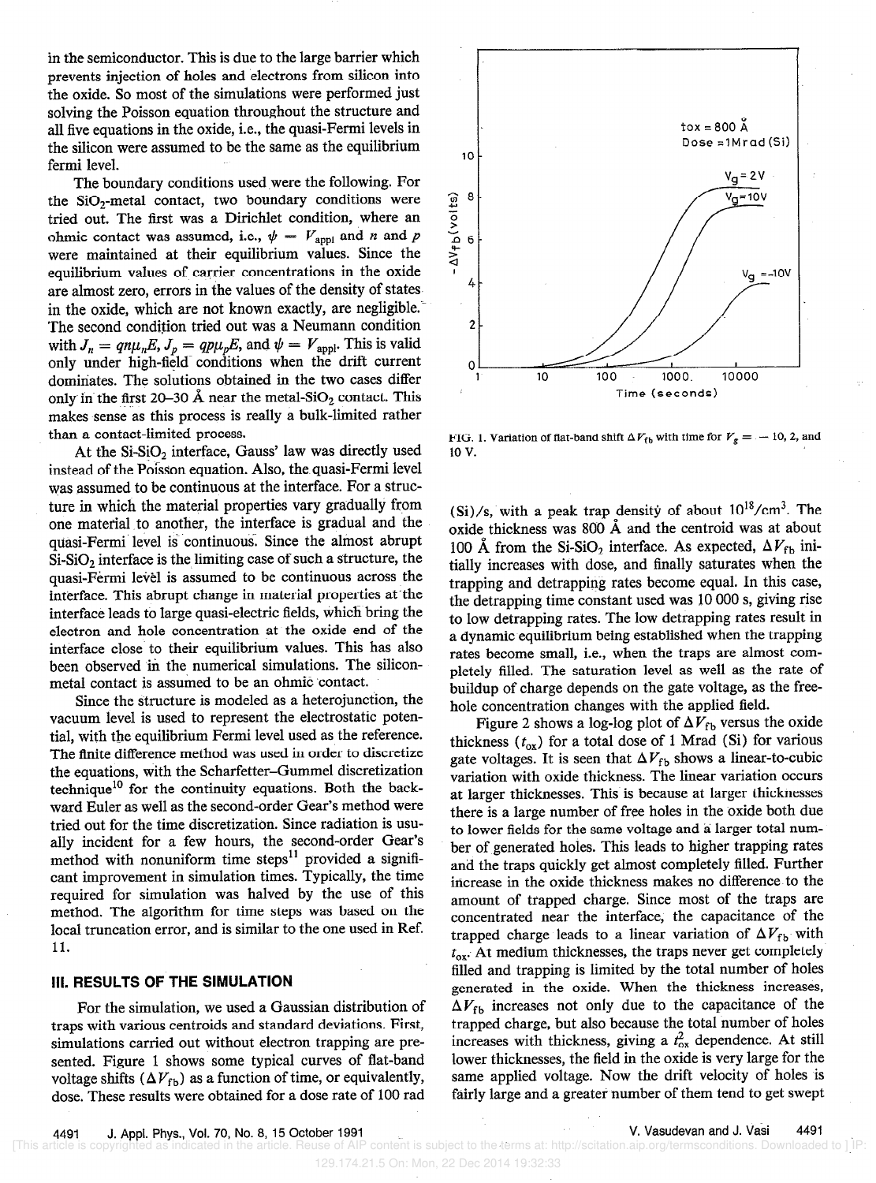in the semiconductor. This is due to the large barrier which prevents injection of holes and electrons from silicon into the oxide. So most of the simulations were performed just solving the Poisson equation throughout the structure and all five equations in the oxide, i.e., the quasi-Fermi levels in the silicon were assumed to be the same as the equilibrium fermi level.

The boundary conditions used were the following. For the $SiO_2$-metal contact, two boundary conditions were tried out. The first was a Dirichlet condition, where an ohmic contact was assumed, i.e., $\psi = V_{appl}$ and $n$ and $p$ were maintained at their equilibrium values. Since the equilibrium values of carrier concentrations in the oxide are almost zero, errors in the values of the density of states in the oxide, which are not known exactly, are negligible. The second condition tried out was a Neumann condition with $J_n = qn\mu_n E$, $J_p = qp\mu_p E$, and $\psi = V_{appl}$. This is valid only under high-field conditions when the drift current dominates. The solutions obtained in the two cases differ only in the first 20–30 Å near the metal-$SiO_2$ contact. This makes sense as this process is really a bulk-limited rather than a contact-limited process.

At the Si-$SiO_2$ interface, Gauss' law was directly used instead of the Poisson equation. Also, the quasi-Fermi level was assumed to be continuous at the interface. For a structure in which the material properties vary gradually from one material to another, the interface is gradual and the quasi-Fermi level is continuous. Since the almost abrupt Si-$SiO_2$ interface is the limiting case of such a structure, the quasi-Fermi level is assumed to be continuous across the interface. This abrupt change in material properties at the interface leads to large quasi-electric fields, which bring the electron and hole concentration at the oxide end of the interface close to their equilibrium values. This has also been observed in the numerical simulations. The silicon-metal contact is assumed to be an ohmic contact.

Since the structure is modeled as a heterojunction, the vacuum level is used to represent the electrostatic potential, with the equilibrium Fermi level used as the reference. The finite difference method was used in order to discretize the equations, with the Scharfetter–Gummel discretization technique[10] for the continuity equations. Both the backward Euler as well as the second-order Gear's method were tried out for the time discretization. Since radiation is usually incident for a few hours, the second-order Gear's method with nonuniform time steps[11] provided a significant improvement in simulation times. Typically, the time required for simulation was halved by the use of this method. The algorithm for time steps was based on the local truncation error, and is similar to the one used in Ref. 11.

## III. RESULTS OF THE SIMULATION

For the simulation, we used a Gaussian distribution of traps with various centroids and standard deviations. First, simulations carried out without electron trapping are presented. Figure 1 shows some typical curves of flat-band voltage shifts ($\Delta V_{fb}$) as a function of time, or equivalently, dose. These results were obtained for a dose rate of 100 rad (Si)/s, with a peak trap density of about $10^{18}/cm^3$. The oxide thickness was 800 Å and the centroid was at about 100 Å from the Si-$SiO_2$ interface. As expected, $\Delta V_{fb}$ initially increases with dose, and finally saturates when the trapping and detrapping rates become equal. In this case, the detrapping time constant used was 10 000 s, giving rise to low detrapping rates. The low detrapping rates result in a dynamic equilibrium being established when the trapping rates become small, i.e., when the traps are almost completely filled. The saturation level as well as the rate of buildup of charge depends on the gate voltage, as the free-hole concentration changes with the applied field.

FIG. 1. Variation of flat-band shift $\Delta V_{fb}$ with time for $V_g = -10$, 2, and 10 V.

Figure 2 shows a log-log plot of $\Delta V_{fb}$ versus the oxide thickness ($t_{ox}$) for a total dose of 1 Mrad (Si) for various gate voltages. It is seen that $\Delta V_{fb}$ shows a linear-to-cubic variation with oxide thickness. The linear variation occurs at larger thicknesses. This is because at larger thicknesses there is a large number of free holes in the oxide both due to lower fields for the same voltage and a larger total number of generated holes. This leads to higher trapping rates and the traps quickly get almost completely filled. Further increase in the oxide thickness makes no difference to the amount of trapped charge. Since most of the traps are concentrated near the interface, the capacitance of the trapped charge leads to a linear variation of $\Delta V_{fb}$ with $t_{ox}$. At medium thicknesses, the traps never get completely filled and trapping is limited by the total number of holes generated in the oxide. When the thickness increases, $\Delta V_{fb}$ increases not only due to the capacitance of the trapped charge, but also because the total number of holes increases with thickness, giving a $t_{ox}^2$ dependence. At still lower thicknesses, the field in the oxide is very large for the same applied voltage. Now the drift velocity of holes is fairly large and a greater number of them tend to get swept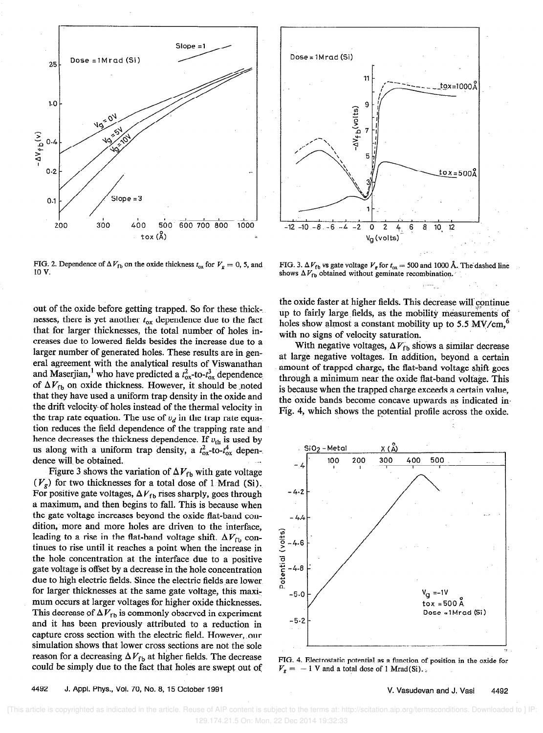FIG. 2. Dependence of $\Delta V_{fb}$ on the oxide thickness $t_{ox}$ for $V_g = 0$, 5, and 10 V.

FIG. 3. $\Delta V_{fb}$ vs gate voltage $V_g$ for $t_{ox} = 500$ and 1000 Å. The dashed line shows $\Delta V_{fb}$ obtained without geminate recombination.

out of the oxide before getting trapped. So for these thicknesses, there is yet another $t_{ox}$ dependence due to the fact that for larger thicknesses, the total number of holes increases due to lowered fields besides the increase due to a larger number of generated holes. These results are in general agreement with the analytical results of Viswanathan and Maserjian,[1] who have predicted a $t_{ox}^2$-to-$t_{ox}^3$ dependence of $\Delta V_{fb}$ on oxide thickness. However, it should be noted that they have used a uniform trap density in the oxide and the drift velocity of holes instead of the thermal velocity in the trap rate equation. The use of $v_d$ in the trap rate equation reduces the field dependence of the trapping rate and hence decreases the thickness dependence. If $v_{th}$ is used by us along with a uniform trap density, a $t_{ox}^2$-to-$t_{ox}^4$ dependence will be obtained.

Figure 3 shows the variation of $\Delta V_{fb}$ with gate voltage ($V_g$) for two thicknesses for a total dose of 1 Mrad (Si). For positive gate voltages, $\Delta V_{fb}$ rises sharply, goes through a maximum, and then begins to fall. This is because when the gate voltage increases beyond the oxide flat-band condition, more and more holes are driven to the interface, leading to a rise in the flat-band voltage shift. $\Delta V_{fb}$ continues to rise until it reaches a point when the increase in the hole concentration at the interface due to a positive gate voltage is offset by a decrease in the hole concentration due to high electric fields. Since the electric fields are lower for larger thicknesses at the same gate voltage, this maximum occurs at larger voltages for higher oxide thicknesses. This decrease of $\Delta V_{fb}$ is commonly observed in experiment and it has been previously attributed to a reduction in capture cross section with the electric field. However, our simulation shows that lower cross sections are not the sole reason for a decreasing $\Delta V_{fb}$ at higher fields. The decrease could be simply due to the fact that holes are swept out of the oxide faster at higher fields. This decrease will continue up to fairly large fields, as the mobility measurements of holes show almost a constant mobility up to 5.5 MV/cm,[6] with no signs of velocity saturation.

With negative voltages, $\Delta V_{fb}$ shows a similar decrease at large negative voltages. In addition, beyond a certain amount of trapped charge, the flat-band voltage shift goes through a minimum near the oxide flat-band voltage. This is because when the trapped charge exceeds a certain value, the oxide bands become concave upwards as indicated in Fig. 4, which shows the potential profile across the oxide.

FIG. 4. Electrostatic potential as a function of position in the oxide for $V_g = -1$ V and a total dose of 1 Mrad(Si).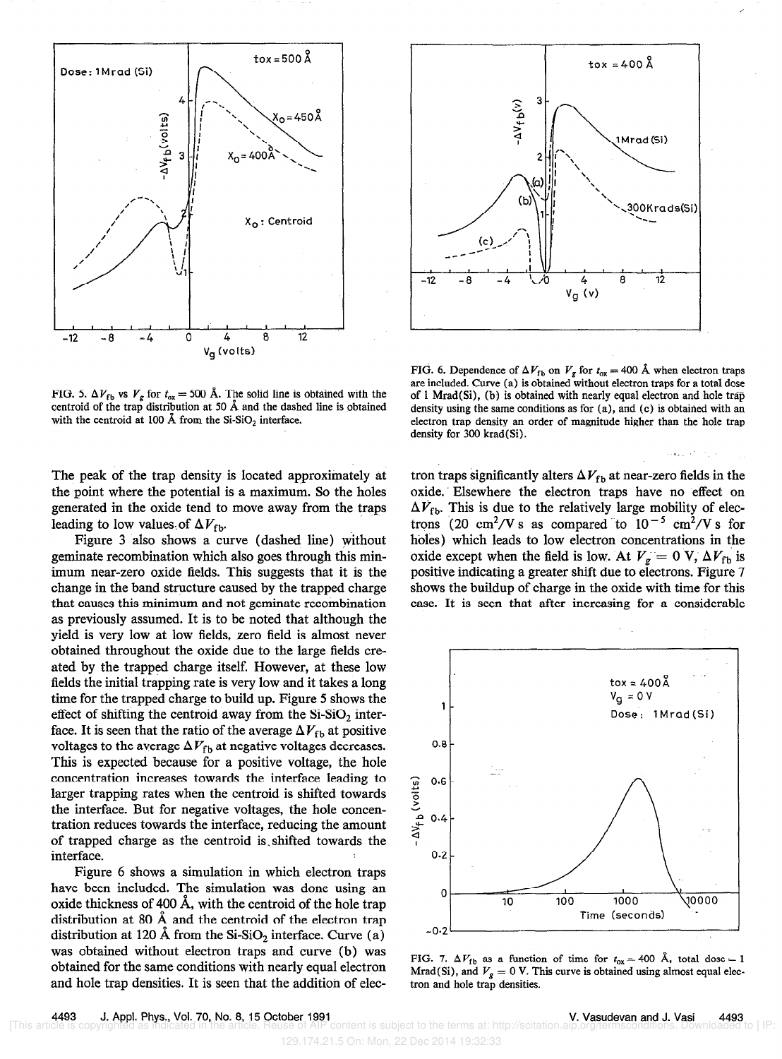FIG. 5. $\Delta V_{fb}$ vs $V_g$ for $t_{ox} = 500$ Å. The solid line is obtained with the centroid of the trap distribution at 50 Å and the dashed line is obtained with the centroid at 100 Å from the Si-SiO$_2$ interface.

FIG. 6. Dependence of $\Delta V_{fb}$ on $V_g$ for $t_{ox} = 400$ Å when electron traps are included. Curve (a) is obtained without electron traps for a total dose of 1 Mrad(Si), (b) is obtained with nearly equal electron and hole trap density using the same conditions as for (a), and (c) is obtained with an electron trap density an order of magnitude higher than the hole trap density for 300 krad(Si).

The peak of the trap density is located approximately at the point where the potential is a maximum. So the holes generated in the oxide tend to move away from the traps leading to low values of $\Delta V_{fb}$.

Figure 3 also shows a curve (dashed line) without geminate recombination which also goes through this minimum near-zero oxide fields. This suggests that it is the change in the band structure caused by the trapped charge that causes this minimum and not geminate recombination as previously assumed. It is to be noted that although the yield is very low at low fields, zero field is almost never obtained throughout the oxide due to the large fields created by the trapped charge itself. However, at these low fields the initial trapping rate is very low and it takes a long time for the trapped charge to build up. Figure 5 shows the effect of shifting the centroid away from the Si-SiO$_2$ interface. It is seen that the ratio of the average $\Delta V_{fb}$ at positive voltages to the average $\Delta V_{fb}$ at negative voltages decreases. This is expected because for a positive voltage, the hole concentration increases towards the interface leading to larger trapping rates when the centroid is shifted towards the interface. But for negative voltages, the hole concentration reduces towards the interface, reducing the amount of trapped charge as the centroid is shifted towards the interface.

Figure 6 shows a simulation in which electron traps have been included. The simulation was done using an oxide thickness of 400 Å, with the centroid of the hole trap distribution at 80 Å and the centroid of the electron trap distribution at 120 Å from the Si-SiO$_2$ interface. Curve (a) was obtained without electron traps and curve (b) was obtained for the same conditions with nearly equal electron and hole trap densities. It is seen that the addition of electron traps significantly alters $\Delta V_{fb}$ at near-zero fields in the oxide. Elsewhere the electron traps have no effect on $\Delta V_{fb}$. This is due to the relatively large mobility of electrons (20 cm$^2$/V s as compared to $10^{-5}$ cm$^2$/V s for holes) which leads to low electron concentrations in the oxide except when the field is low. At $V_g = 0$ V, $\Delta V_{fb}$ is positive indicating a greater shift due to electrons. Figure 7 shows the buildup of charge in the oxide with time for this case. It is seen that after increasing for a considerable

FIG. 7. $\Delta V_{fb}$ as a function of time for $t_{ox} = 400$ Å, total dose = 1 Mrad(Si), and $V_g = 0$ V. This curve is obtained using almost equal electron and hole trap densities.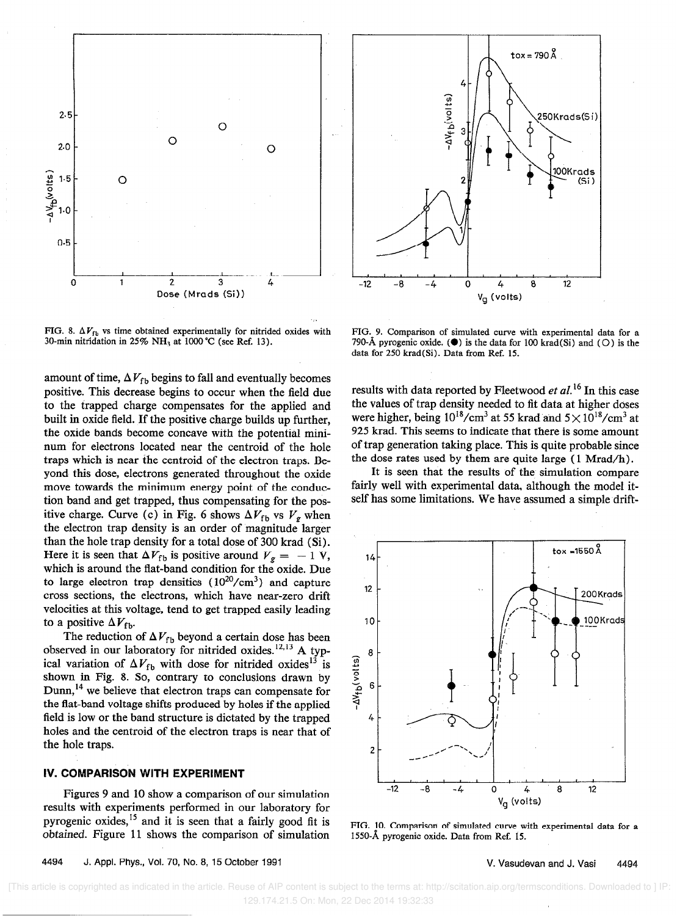FIG. 8. $\Delta V_{fb}$ vs time obtained experimentally for nitrided oxides with 30-min nitridation in 25% $NH_3$ at 1000 °C (see Ref. 13).

FIG. 9. Comparison of simulated curve with experimental data for a 790-Å pyrogenic oxide. (●) is the data for 100 krad(Si) and (○) is the data for 250 krad(Si). Data from Ref. 15.

amount of time, $\Delta V_{fb}$ begins to fall and eventually becomes positive. This decrease begins to occur when the field due to the trapped charge compensates for the applied and built in oxide field. If the positive charge builds up further, the oxide bands become concave with the potential minimum for electrons located near the centroid of the hole traps which is near the centroid of the electron traps. Beyond this dose, electrons generated throughout the oxide move towards the minimum energy point of the conduction band and get trapped, thus compensating for the positive charge. Curve (c) in Fig. 6 shows $\Delta V_{fb}$ vs $V_g$ when the electron trap density is an order of magnitude larger than the hole trap density for a total dose of 300 krad (Si). Here it is seen that $\Delta V_{fb}$ is positive around $V_g = -1$ V, which is around the flat-band condition for the oxide. Due to large electron trap densities ($10^{20}/cm^3$) and capture cross sections, the electrons, which have near-zero drift velocities at this voltage, tend to get trapped easily leading to a positive $\Delta V_{fb}$.

The reduction of $\Delta V_{fb}$ beyond a certain dose has been observed in our laboratory for nitrided oxides.[12,13] A typical variation of $\Delta V_{fb}$ with dose for nitrided oxides[13] is shown in Fig. 8. So, contrary to conclusions drawn by Dunn,[14] we believe that electron traps can compensate for the flat-band voltage shifts produced by holes if the applied field is low or the band structure is dictated by the trapped holes and the centroid of the electron traps is near that of the hole traps.

## IV. COMPARISON WITH EXPERIMENT

Figures 9 and 10 show a comparison of our simulation results with experiments performed in our laboratory for pyrogenic oxides,[15] and it is seen that a fairly good fit is obtained. Figure 11 shows the comparison of simulation results with data reported by Fleetwood *et al.*[16] In this case the values of trap density needed to fit data at higher doses were higher, being $10^{18}/cm^3$ at 55 krad and $5\times10^{18}/cm^3$ at 925 krad. This seems to indicate that there is some amount of trap generation taking place. This is quite probable since the dose rates used by them are quite large (1 Mrad/h).

It is seen that the results of the simulation compare fairly well with experimental data, although the model itself has some limitations. We have assumed a simple drift-

FIG. 10. Comparison of simulated curve with experimental data for a 1550-Å pyrogenic oxide. Data from Ref. 15.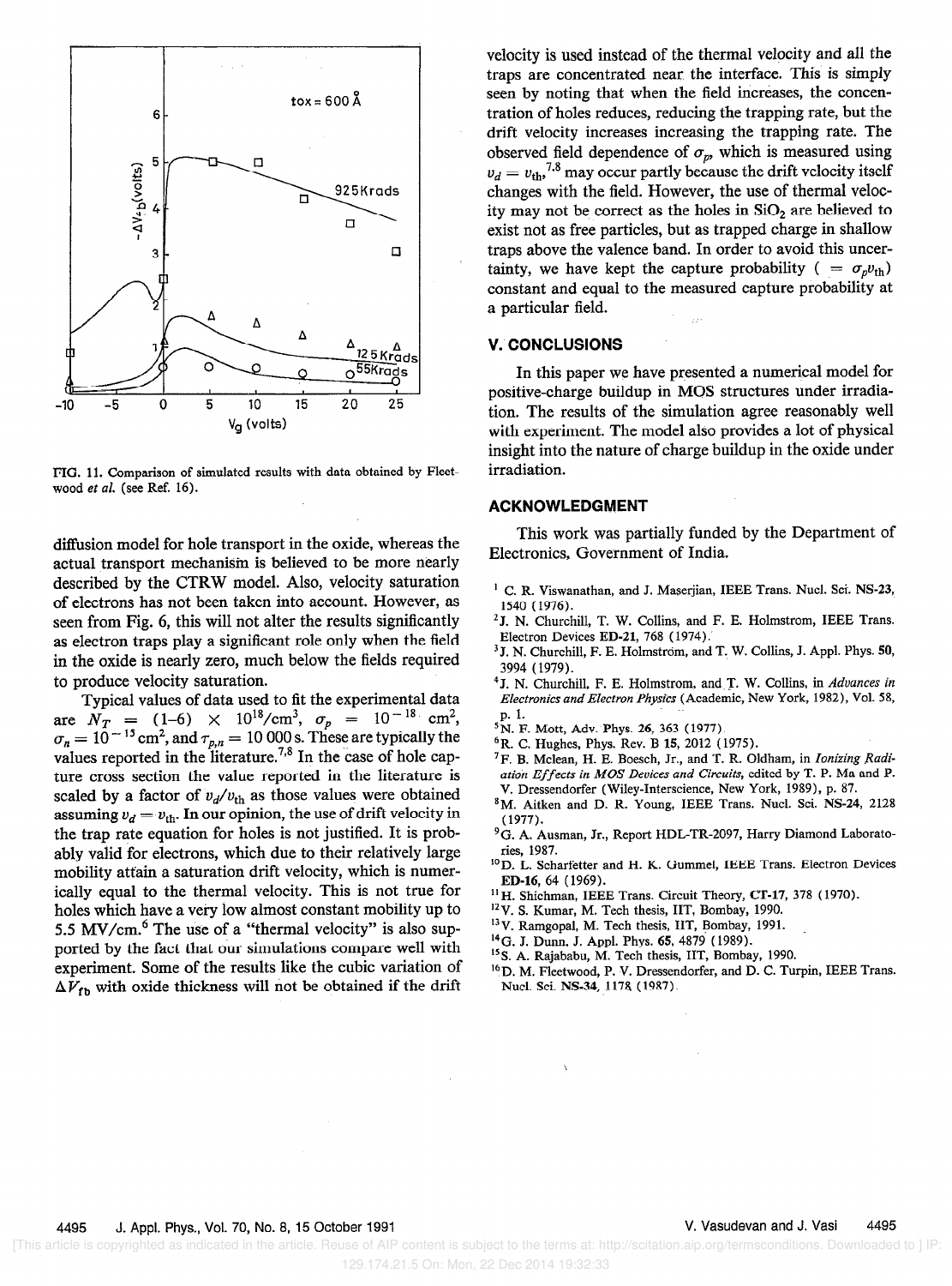tox = 600 Å

$-\Delta V_{fb}$ (volts)

6
5
4
3
2
1

925Krads

125Krads

55Krads

-10 -5 0 5 10 15 20 25

$V_g$ (volts)

FIG. 11. Comparison of simulated results with data obtained by Fleetwood *et al.* (see Ref. 16).

diffusion model for hole transport in the oxide, whereas the actual transport mechanism is believed to be more nearly described by the CTRW model. Also, velocity saturation of electrons has not been taken into account. However, as seen from Fig. 6, this will not alter the results significantly as electron traps play a significant role only when the field in the oxide is nearly zero, much below the fields required to produce velocity saturation.

Typical values of data used to fit the experimental data are $N_T = (1\text{–}6) \times 10^{18}/\text{cm}^3$, $\sigma_p = 10^{-18}\ \text{cm}^2$, $\sigma_n = 10^{-15}\ \text{cm}^2$, and $\tau_{p,n} = 10\,000$ s. These are typically the values reported in the literature.[7,8] In the case of hole capture cross section the value reported in the literature is scaled by a factor of $v_d/v_{th}$ as those values were obtained assuming $v_d = v_{th}$. In our opinion, the use of drift velocity in the trap rate equation for holes is not justified. It is probably valid for electrons, which due to their relatively large mobility attain a saturation drift velocity, which is numerically equal to the thermal velocity. This is not true for holes which have a very low almost constant mobility up to 5.5 MV/cm.[6] The use of a "thermal velocity" is also supported by the fact that our simulations compare well with experiment. Some of the results like the cubic variation of $\Delta V_{fb}$ with oxide thickness will not be obtained if the drift velocity is used instead of the thermal velocity and all the traps are concentrated near the interface. This is simply seen by noting that when the field increases, the concentration of holes reduces, reducing the trapping rate, but the drift velocity increases increasing the trapping rate. The observed field dependence of $\sigma_p$, which is measured using $v_d = v_{th}$,[7,8] may occur partly because the drift velocity itself changes with the field. However, the use of thermal velocity may not be correct as the holes in $SiO_2$ are believed to exist not as free particles, but as trapped charge in shallow traps above the valence band. In order to avoid this uncertainty, we have kept the capture probability ( $= \sigma_p v_{th}$) constant and equal to the measured capture probability at a particular field.

## V. CONCLUSIONS

In this paper we have presented a numerical model for positive-charge buildup in MOS structures under irradiation. The results of the simulation agree reasonably well with experiment. The model also provides a lot of physical insight into the nature of charge buildup in the oxide under irradiation.

## ACKNOWLEDGMENT

This work was partially funded by the Department of Electronics, Government of India.

1. C. R. Viswanathan, and J. Maserjian, IEEE Trans. Nucl. Sci. NS-23, 1540 (1976).
2. J. N. Churchill, T. W. Collins, and F. E. Holmstrom, IEEE Trans. Electron Devices ED-21, 768 (1974).
3. J. N. Churchill, F. E. Holmstrom, and T. W. Collins, J. Appl. Phys. 50, 3994 (1979).
4. J. N. Churchill, F. E. Holmstrom, and T. W. Collins, in *Advances in Electronics and Electron Physics* (Academic, New York, 1982), Vol. 58, p. 1.
5. N. F. Mott, Adv. Phys. 26, 363 (1977).
6. R. C. Hughes, Phys. Rev. B 15, 2012 (1975).
7. F. B. Mclean, H. E. Boesch, Jr., and T. R. Oldham, in *Ionizing Radiation Effects in MOS Devices and Circuits*, edited by T. P. Ma and P. V. Dressendorfer (Wiley-Interscience, New York, 1989), p. 87.
8. M. Aitken and D. R. Young, IEEE Trans. Nucl. Sci. NS-24, 2128 (1977).
9. G. A. Ausman, Jr., Report HDL-TR-2097, Harry Diamond Laboratories, 1987.
10. D. L. Scharfetter and H. K. Gummel, IEEE Trans. Electron Devices ED-16, 64 (1969).
11. H. Shichman, IEEE Trans. Circuit Theory, CT-17, 378 (1970).
12. V. S. Kumar, M. Tech thesis, IIT, Bombay, 1990.
13. V. Ramgopal, M. Tech thesis, IIT, Bombay, 1991.
14. G. J. Dunn, J. Appl. Phys. 65, 4879 (1989).
15. S. A. Rajababu, M. Tech thesis, IIT, Bombay, 1990.
16. D. M. Fleetwood, P. V. Dressendorfer, and D. C. Turpin, IEEE Trans. Nucl. Sci. NS-34, 1178 (1987).